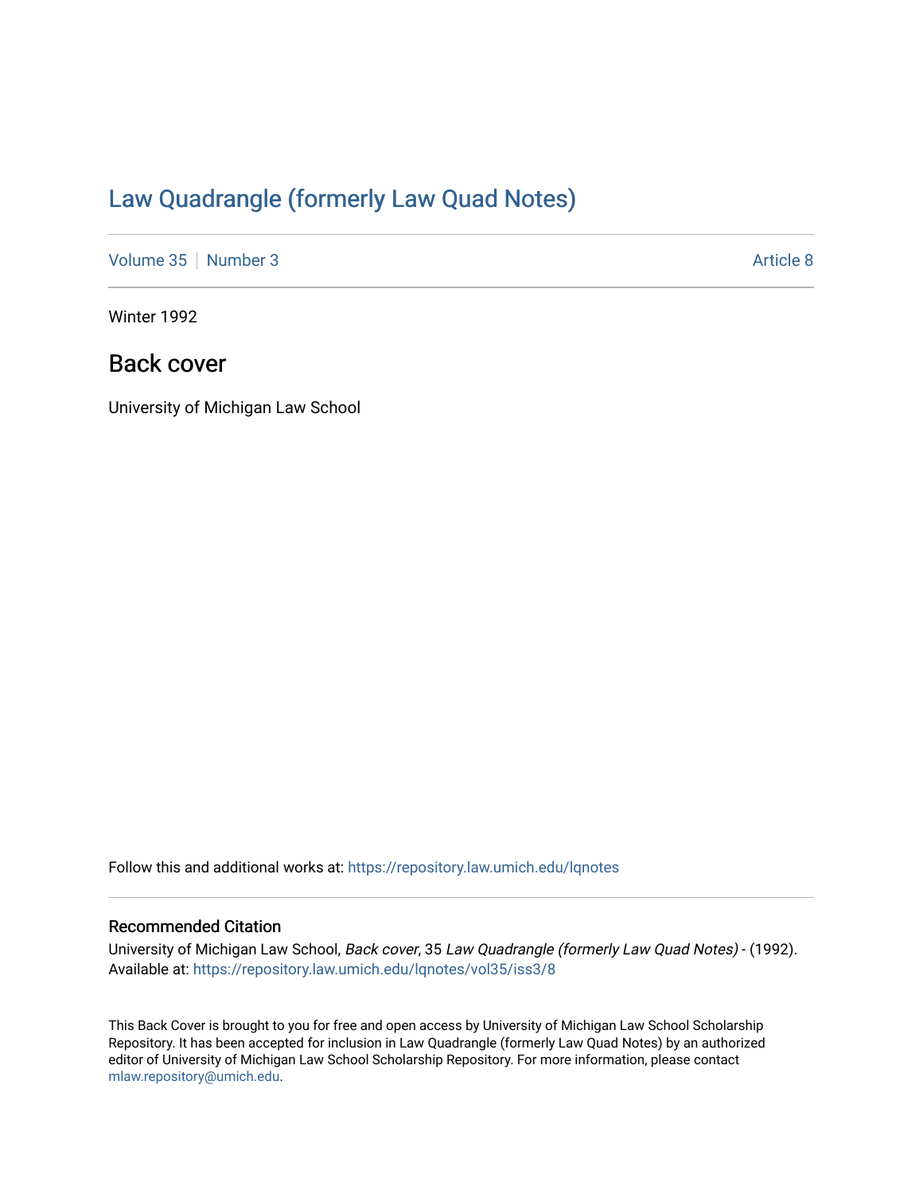# Law Quadrangle (formerly Law Quad Notes)

Volume 35 | Number 3 | Article 8

Winter 1992

## Back cover

University of Michigan Law School

Follow this and additional works at: https://repository.law.umich.edu/lqnotes

### Recommended Citation

University of Michigan Law School, *Back cover*, 35 *Law Quadrangle (formerly Law Quad Notes)* - (1992).
Available at: https://repository.law.umich.edu/lqnotes/vol35/iss3/8

This Back Cover is brought to you for free and open access by University of Michigan Law School Scholarship Repository. It has been accepted for inclusion in Law Quadrangle (formerly Law Quad Notes) by an authorized editor of University of Michigan Law School Scholarship Repository. For more information, please contact mlaw.repository@umich.edu.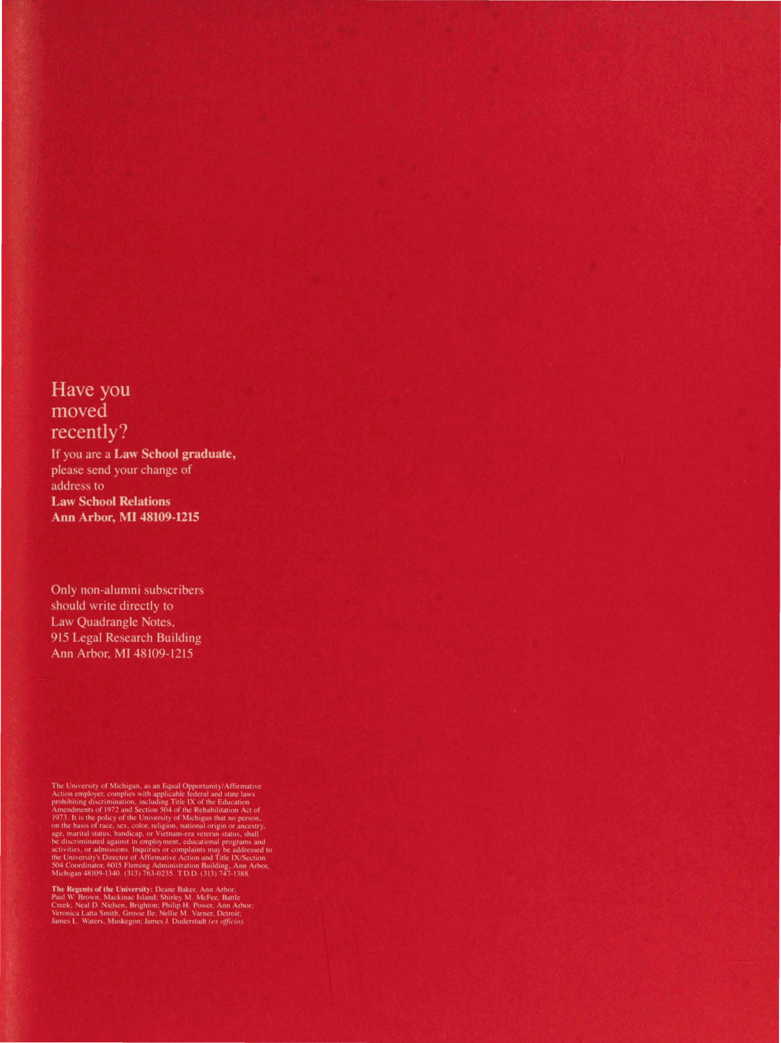## Have you moved recently?

If you are a **Law School graduate,** please send your change of address to
**Law School Relations**
**Ann Arbor, MI 48109-1215**

Only non-alumni subscribers should write directly to
Law Quadrangle Notes,
915 Legal Research Building
Ann Arbor, MI 48109-1215

The University of Michigan, as an Equal Opportunity/Affirmative Action employer, complies with applicable federal and state laws prohibiting discrimination, including Title IX of the Education Amendments of 1972 and Section 504 of the Rehabilitation Act of 1973. It is the policy of the University of Michigan that no person, on the basis of race, sex, color, religion, national origin or ancestry, age, marital status, handicap, or Vietnam-era veteran status, shall be discriminated against in employment, educational programs and activities, or admissions. Inquiries or complaints may be addressed to the University's Director of Affirmative Action and Title IX/Section 504 Coordinator, 6015 Fleming Administration Building, Ann Arbor, Michigan 48109-1340. (313) 763-0235. T.D.D. (313) 747-1388.

**The Regents of the University:** Deane Baker, Ann Arbor; Paul W. Brown, Mackinac Island; Shirley M. McFee, Battle Creek; Neal D. Nielsen, Brighton; Philip H. Power, Ann Arbor; Veronica Latta Smith, Grosse Ile; Nellie M. Varner, Detroit; James L. Waters, Muskegon; James J. Duderstadt *(ex officio).*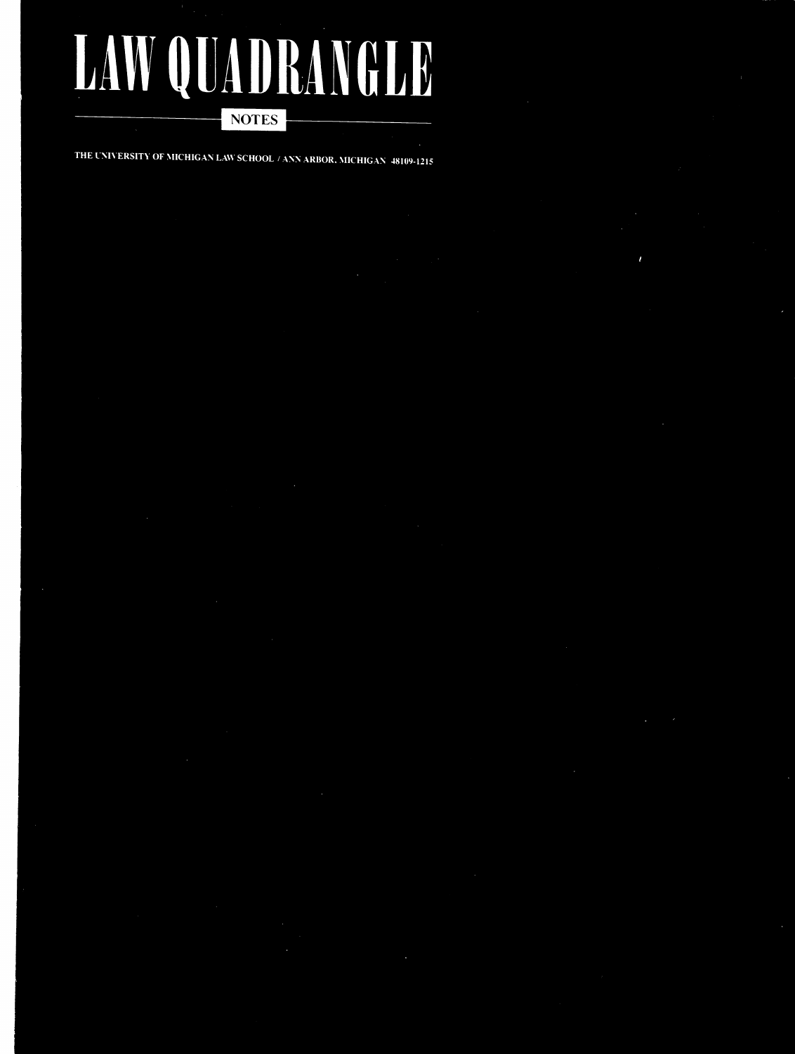# LAW QUADRANGLE

NOTES

THE UNIVERSITY OF MICHIGAN LAW SCHOOL / ANN ARBOR, MICHIGAN 48109-1215